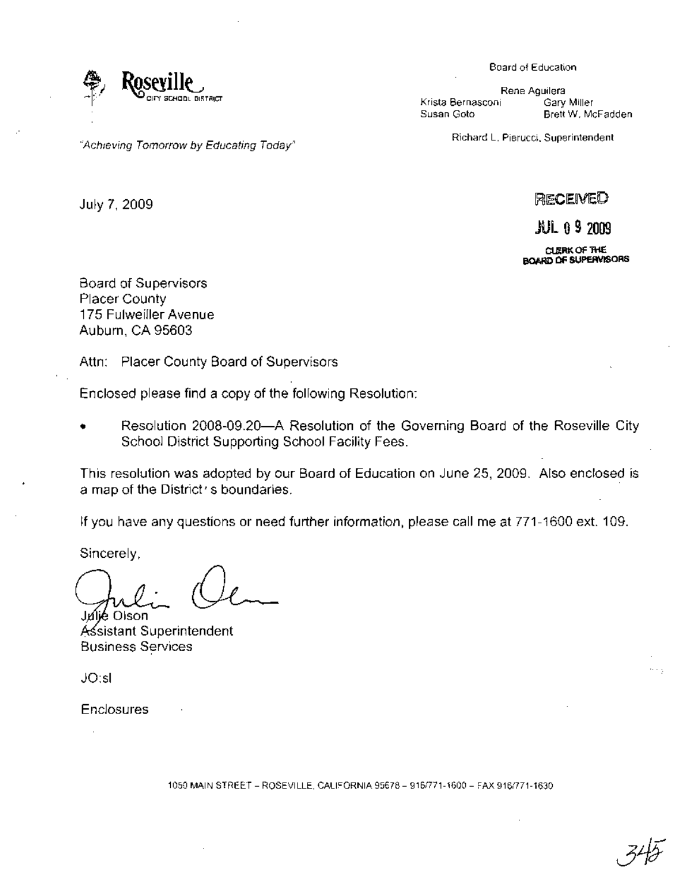**Roseville** City School District

*"Achieving Tomorrow by Educating Today"*

Board of Education

Rene Aguilera
Krista Bernasconi  Gary Miller
Susan Goto  Brett W. McFadden

Richard L. Pierucci, Superintendent

RECEIVED
JUL 09 2009
CLERK OF THE BOARD OF SUPERVISORS

July 7, 2009

Board of Supervisors
Placer County
175 Fulweiller Avenue
Auburn, CA 95603

Attn: Placer County Board of Supervisors

Enclosed please find a copy of the following Resolution:

- Resolution 2008-09.20—A Resolution of the Governing Board of the Roseville City School District Supporting School Facility Fees.

This resolution was adopted by our Board of Education on June 25, 2009. Also enclosed is a map of the District's boundaries.

If you have any questions or need further information, please call me at 771-1600 ext. 109.

Sincerely,

Julie Olson
Assistant Superintendent
Business Services

JO:sl

Enclosures

1050 MAIN STREET – ROSEVILLE, CALIFORNIA 95678 – 916/771-1600 – FAX 916/771-1630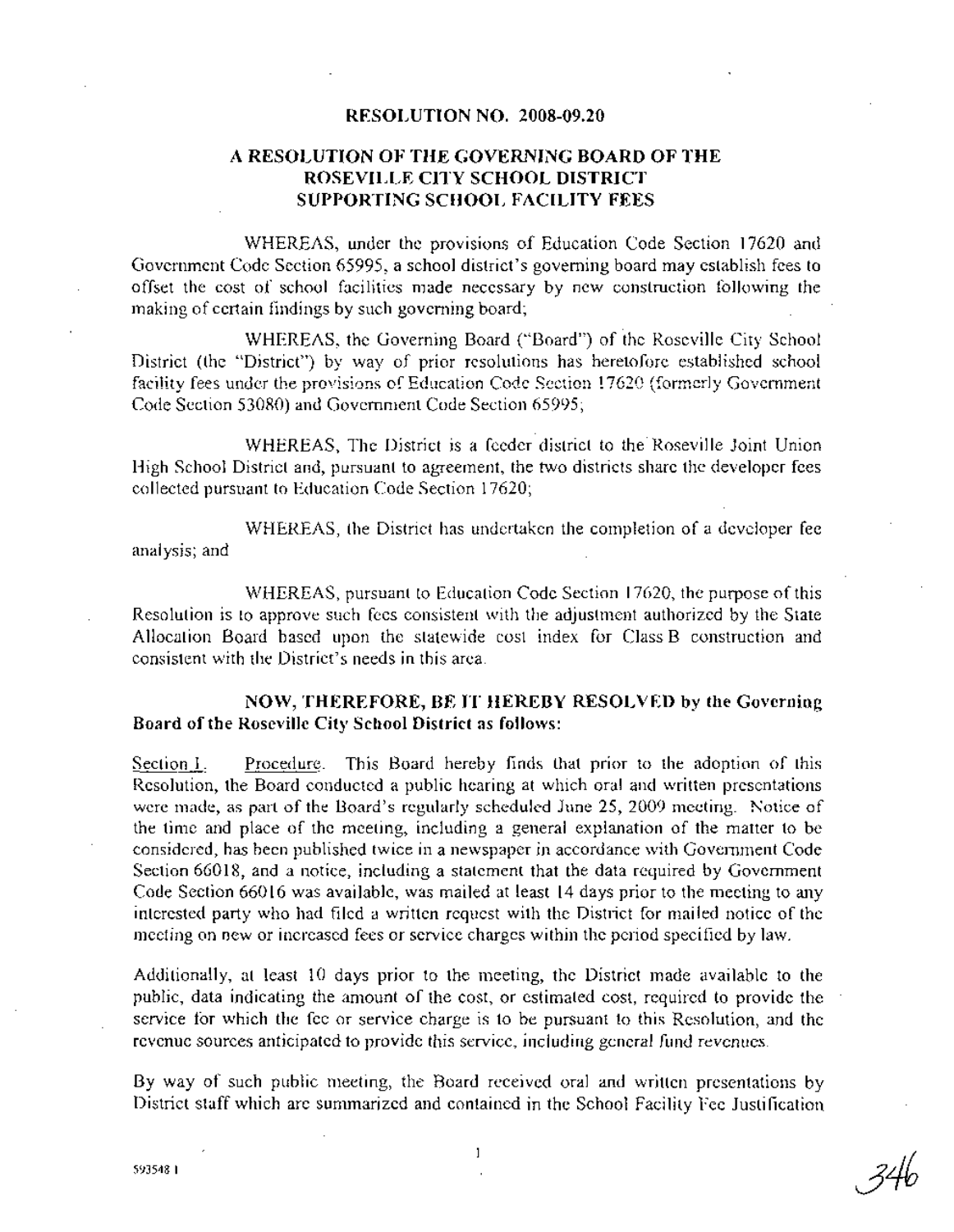**RESOLUTION NO. 2008-09.20**

**A RESOLUTION OF THE GOVERNING BOARD OF THE ROSEVILLE CITY SCHOOL DISTRICT SUPPORTING SCHOOL FACILITY FEES**

WHEREAS, under the provisions of Education Code Section 17620 and Government Code Section 65995, a school district's governing board may establish fees to offset the cost of school facilities made necessary by new construction following the making of certain findings by such governing board;

WHEREAS, the Governing Board ("Board") of the Roseville City School District (the "District") by way of prior resolutions has heretofore established school facility fees under the provisions of Education Code Section 17620 (formerly Government Code Section 53080) and Government Code Section 65995;

WHEREAS, The District is a feeder district to the Roseville Joint Union High School District and, pursuant to agreement, the two districts share the developer fees collected pursuant to Education Code Section 17620;

WHEREAS, the District has undertaken the completion of a developer fee analysis; and

WHEREAS, pursuant to Education Code Section 17620, the purpose of this Resolution is to approve such fees consistent with the adjustment authorized by the State Allocation Board based upon the statewide cost index for Class B construction and consistent with the District's needs in this area.

**NOW, THEREFORE, BE IT HEREBY RESOLVED by the Governing Board of the Roseville City School District as follows:**

Section 1. Procedure. This Board hereby finds that prior to the adoption of this Resolution, the Board conducted a public hearing at which oral and written presentations were made, as part of the Board's regularly scheduled June 25, 2009 meeting. Notice of the time and place of the meeting, including a general explanation of the matter to be considered, has been published twice in a newspaper in accordance with Government Code Section 66018, and a notice, including a statement that the data required by Government Code Section 66016 was available, was mailed at least 14 days prior to the meeting to any interested party who had filed a written request with the District for mailed notice of the meeting on new or increased fees or service charges within the period specified by law.

Additionally, at least 10 days prior to the meeting, the District made available to the public, data indicating the amount of the cost, or estimated cost, required to provide the service for which the fee or service charge is to be pursuant to this Resolution, and the revenue sources anticipated to provide this service, including general fund revenues.

By way of such public meeting, the Board received oral and written presentations by District staff which are summarized and contained in the School Facility Fee Justification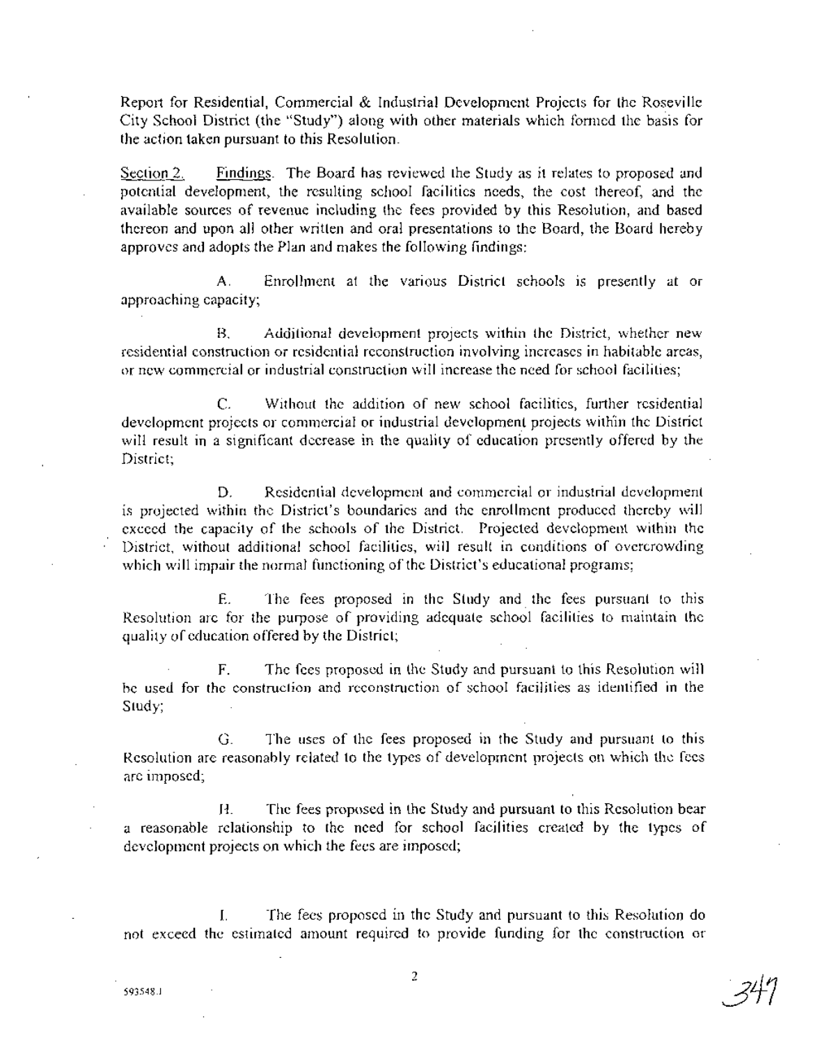Report for Residential, Commercial & Industrial Development Projects for the Roseville City School District (the "Study") along with other materials which formed the basis for the action taken pursuant to this Resolution.

Section 2. Findings. The Board has reviewed the Study as it relates to proposed and potential development, the resulting school facilities needs, the cost thereof, and the available sources of revenue including the fees provided by this Resolution, and based thereon and upon all other written and oral presentations to the Board, the Board hereby approves and adopts the Plan and makes the following findings:

A. Enrollment at the various District schools is presently at or approaching capacity;

B. Additional development projects within the District, whether new residential construction or residential reconstruction involving increases in habitable areas, or new commercial or industrial construction will increase the need for school facilities;

C. Without the addition of new school facilities, further residential development projects or commercial or industrial development projects within the District will result in a significant decrease in the quality of education presently offered by the District;

D. Residential development and commercial or industrial development is projected within the District's boundaries and the enrollment produced thereby will exceed the capacity of the schools of the District. Projected development within the District, without additional school facilities, will result in conditions of overcrowding which will impair the normal functioning of the District's educational programs;

E. The fees proposed in the Study and the fees pursuant to this Resolution are for the purpose of providing adequate school facilities to maintain the quality of education offered by the District;

F. The fees proposed in the Study and pursuant to this Resolution will be used for the construction and reconstruction of school facilities as identified in the Study;

G. The uses of the fees proposed in the Study and pursuant to this Resolution are reasonably related to the types of development projects on which the fees are imposed;

H. The fees proposed in the Study and pursuant to this Resolution bear a reasonable relationship to the need for school facilities created by the types of development projects on which the fees are imposed;

I. The fees proposed in the Study and pursuant to this Resolution do not exceed the estimated amount required to provide funding for the construction or

593548.1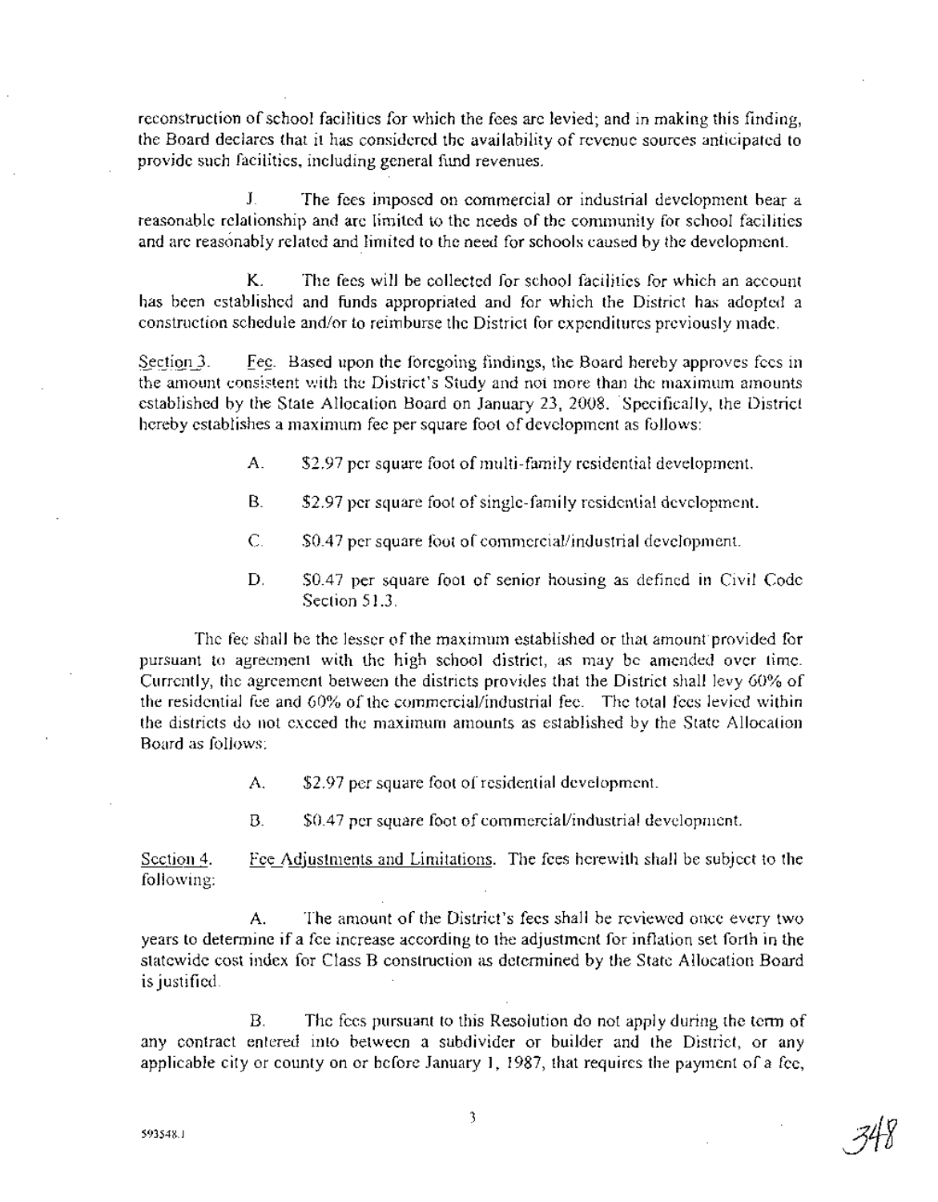reconstruction of school facilities for which the fees are levied; and in making this finding, the Board declares that it has considered the availability of revenue sources anticipated to provide such facilities, including general fund revenues.

J. The fees imposed on commercial or industrial development bear a reasonable relationship and are limited to the needs of the community for school facilities and are reasonably related and limited to the need for schools caused by the development.

K. The fees will be collected for school facilities for which an account has been established and funds appropriated and for which the District has adopted a construction schedule and/or to reimburse the District for expenditures previously made.

Section 3. Fee. Based upon the foregoing findings, the Board hereby approves fees in the amount consistent with the District's Study and not more than the maximum amounts established by the State Allocation Board on January 23, 2008. Specifically, the District hereby establishes a maximum fee per square foot of development as follows:

A. $2.97 per square foot of multi-family residential development.

B. $2.97 per square foot of single-family residential development.

C. $0.47 per square foot of commercial/industrial development.

D. $0.47 per square foot of senior housing as defined in Civil Code Section 51.3.

The fee shall be the lesser of the maximum established or that amount provided for pursuant to agreement with the high school district, as may be amended over time. Currently, the agreement between the districts provides that the District shall levy 60% of the residential fee and 60% of the commercial/industrial fee. The total fees levied within the districts do not exceed the maximum amounts as established by the State Allocation Board as follows:

A. $2.97 per square foot of residential development.

B. $0.47 per square foot of commercial/industrial development.

Section 4. Fee Adjustments and Limitations. The fees herewith shall be subject to the following:

A. The amount of the District's fees shall be reviewed once every two years to determine if a fee increase according to the adjustment for inflation set forth in the statewide cost index for Class B construction as determined by the State Allocation Board is justified.

B. The fees pursuant to this Resolution do not apply during the term of any contract entered into between a subdivider or builder and the District, or any applicable city or county on or before January 1, 1987, that requires the payment of a fee,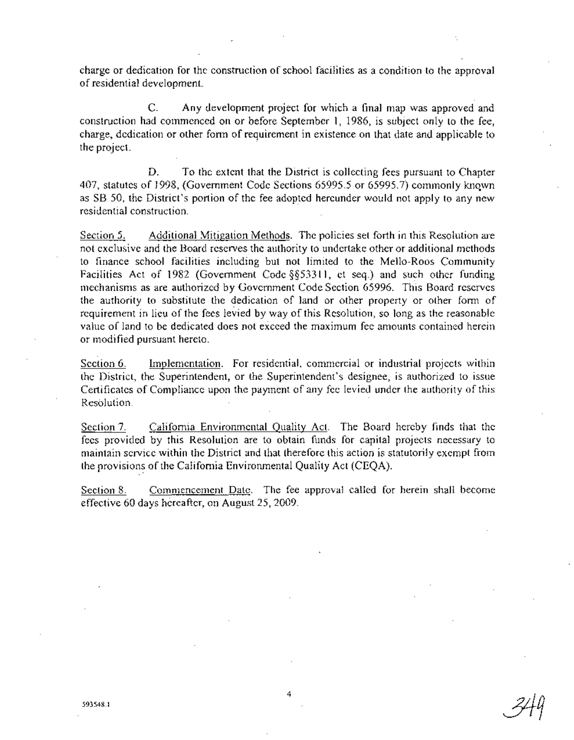charge or dedication for the construction of school facilities as a condition to the approval of residential development.

C. Any development project for which a final map was approved and construction had commenced on or before September 1, 1986, is subject only to the fee, charge, dedication or other form of requirement in existence on that date and applicable to the project.

D. To the extent that the District is collecting fees pursuant to Chapter 407, statutes of 1998, (Government Code Sections 65995.5 or 65995.7) commonly known as SB 50, the District's portion of the fee adopted hereunder would not apply to any new residential construction.

Section 5. Additional Mitigation Methods. The policies set forth in this Resolution are not exclusive and the Board reserves the authority to undertake other or additional methods to finance school facilities including but not limited to the Mello-Roos Community Facilities Act of 1982 (Government Code §§53311, et seq.) and such other funding mechanisms as are authorized by Government Code Section 65996. This Board reserves the authority to substitute the dedication of land or other property or other form of requirement in lieu of the fees levied by way of this Resolution, so long as the reasonable value of land to be dedicated does not exceed the maximum fee amounts contained herein or modified pursuant hereto.

Section 6. Implementation. For residential, commercial or industrial projects within the District, the Superintendent, or the Superintendent's designee, is authorized to issue Certificates of Compliance upon the payment of any fee levied under the authority of this Resolution.

Section 7. California Environmental Quality Act. The Board hereby finds that the fees provided by this Resolution are to obtain funds for capital projects necessary to maintain service within the District and that therefore this action is statutorily exempt from the provisions of the California Environmental Quality Act (CEQA).

Section 8. Commencement Date. The fee approval called for herein shall become effective 60 days hereafter, on August 25, 2009.

593548.1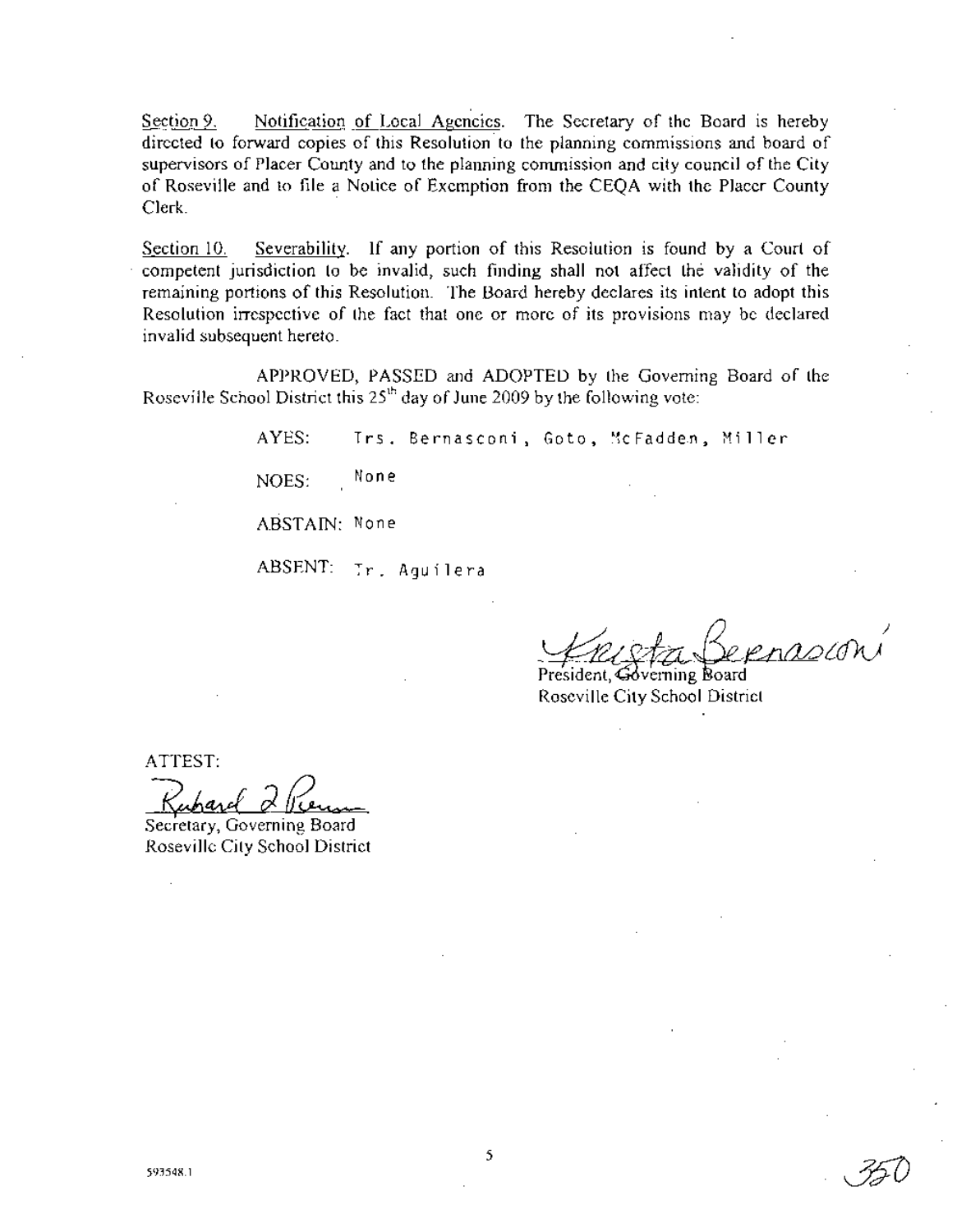Section 9. Notification of Local Agencies. The Secretary of the Board is hereby directed to forward copies of this Resolution to the planning commissions and board of supervisors of Placer County and to the planning commission and city council of the City of Roseville and to file a Notice of Exemption from the CEQA with the Placer County Clerk.

Section 10. Severability. If any portion of this Resolution is found by a Court of competent jurisdiction to be invalid, such finding shall not affect the validity of the remaining portions of this Resolution. The Board hereby declares its intent to adopt this Resolution irrespective of the fact that one or more of its provisions may be declared invalid subsequent hereto.

APPROVED, PASSED and ADOPTED by the Governing Board of the Roseville School District this 25th day of June 2009 by the following vote:

AYES: Trs. Bernasconi, Goto, McFadden, Miller

NOES: None

ABSTAIN: None

ABSENT: Tr. Aguilera

Krista Bernasconi
President, Governing Board
Roseville City School District

ATTEST:

Richard D Pierce
Secretary, Governing Board
Roseville City School District

593548.1